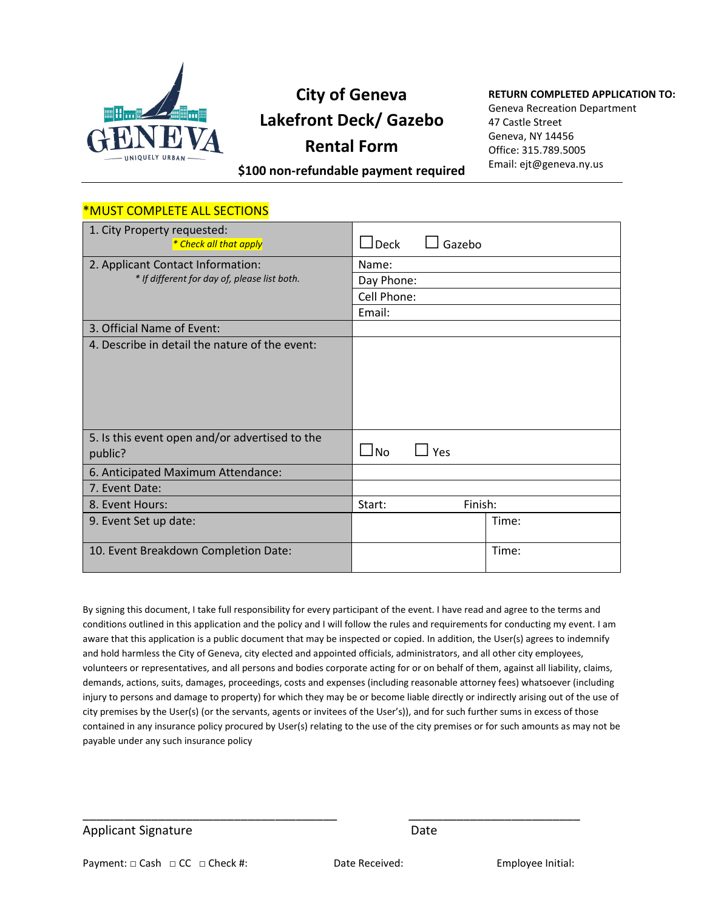GENEVA
UNIQUELY URBAN

# City of Geneva Lakefront Deck/ Gazebo Rental Form

**$100 non-refundable payment required**

**RETURN COMPLETED APPLICATION TO:**
Geneva Recreation Department
47 Castle Street
Geneva, NY 14456
Office: 315.789.5005
Email: ejt@geneva.ny.us

---

*MUST COMPLETE ALL SECTIONS

| | | |
|---|---|---|
| 1. City Property requested: *\* Check all that apply* | ☐ Deck ☐ Gazebo | |
| 2. Applicant Contact Information: *\* If different for day of, please list both.* | Name: | |
| | Day Phone: | |
| | Cell Phone: | |
| | Email: | |
| 3. Official Name of Event: | | |
| 4. Describe in detail the nature of the event: | | |
| 5. Is this event open and/or advertised to the public? | ☐ No ☐ Yes | |
| 6. Anticipated Maximum Attendance: | | |
| 7. Event Date: | | |
| 8. Event Hours: | Start: Finish: | |
| 9. Event Set up date: | | Time: |
| 10. Event Breakdown Completion Date: | | Time: |

By signing this document, I take full responsibility for every participant of the event. I have read and agree to the terms and conditions outlined in this application and the policy and I will follow the rules and requirements for conducting my event. I am aware that this application is a public document that may be inspected or copied. In addition, the User(s) agrees to indemnify and hold harmless the City of Geneva, city elected and appointed officials, administrators, and all other city employees, volunteers or representatives, and all persons and bodies corporate acting for or on behalf of them, against all liability, claims, demands, actions, suits, damages, proceedings, costs and expenses (including reasonable attorney fees) whatsoever (including injury to persons and damage to property) for which they may be or become liable directly or indirectly arising out of the use of city premises by the User(s) (or the servants, agents or invitees of the User's)), and for such further sums in excess of those contained in any insurance policy procured by User(s) relating to the use of the city premises or for such amounts as may not be payable under any such insurance policy

\_\_\_\_\_\_\_\_\_\_\_\_\_\_\_\_\_\_\_\_\_\_\_\_\_\_\_\_\_\_\_\_\_\_\_\_\_\_\_ \_\_\_\_\_\_\_\_\_\_\_\_\_\_\_\_\_\_\_\_\_\_\_\_\_\_\_\_

Applicant Signature Date

Payment: □ Cash □ CC □ Check #: Date Received: Employee Initial: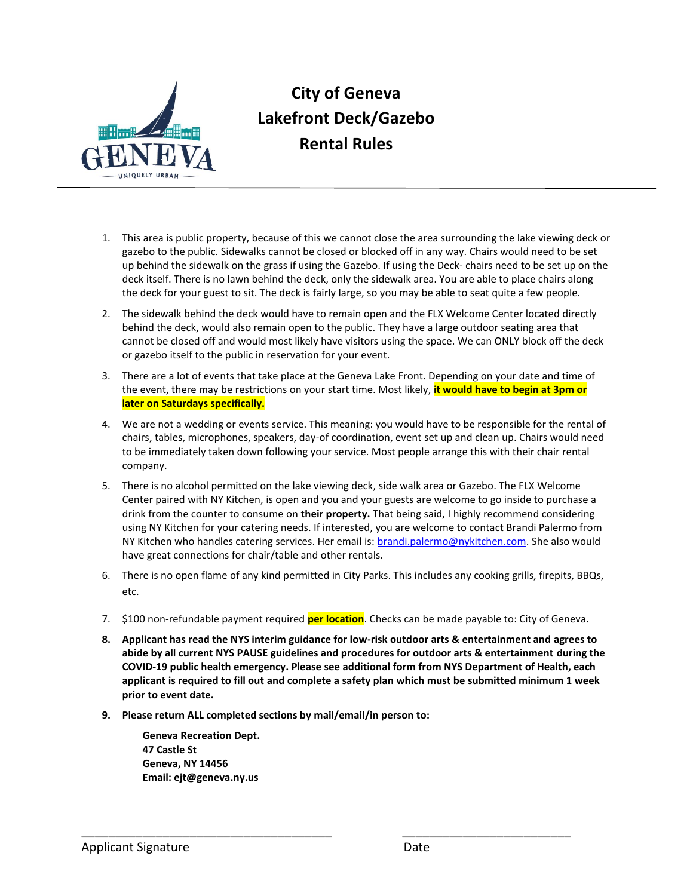# City of Geneva Lakefront Deck/Gazebo Rental Rules

1. This area is public property, because of this we cannot close the area surrounding the lake viewing deck or gazebo to the public. Sidewalks cannot be closed or blocked off in any way. Chairs would need to be set up behind the sidewalk on the grass if using the Gazebo. If using the Deck- chairs need to be set up on the deck itself. There is no lawn behind the deck, only the sidewalk area. You are able to place chairs along the deck for your guest to sit. The deck is fairly large, so you may be able to seat quite a few people.
2. The sidewalk behind the deck would have to remain open and the FLX Welcome Center located directly behind the deck, would also remain open to the public. They have a large outdoor seating area that cannot be closed off and would most likely have visitors using the space. We can ONLY block off the deck or gazebo itself to the public in reservation for your event.
3. There are a lot of events that take place at the Geneva Lake Front. Depending on your date and time of the event, there may be restrictions on your start time. Most likely, **it would have to begin at 3pm or later on Saturdays specifically.**
4. We are not a wedding or events service. This meaning: you would have to be responsible for the rental of chairs, tables, microphones, speakers, day-of coordination, event set up and clean up. Chairs would need to be immediately taken down following your service. Most people arrange this with their chair rental company.
5. There is no alcohol permitted on the lake viewing deck, side walk area or Gazebo. The FLX Welcome Center paired with NY Kitchen, is open and you and your guests are welcome to go inside to purchase a drink from the counter to consume on **their property.** That being said, I highly recommend considering using NY Kitchen for your catering needs. If interested, you are welcome to contact Brandi Palermo from NY Kitchen who handles catering services. Her email is: brandi.palermo@nykitchen.com. She also would have great connections for chair/table and other rentals.
6. There is no open flame of any kind permitted in City Parks. This includes any cooking grills, firepits, BBQs, etc.
7. $100 non-refundable payment required **per location**. Checks can be made payable to: City of Geneva.
8. **Applicant has read the NYS interim guidance for low-risk outdoor arts & entertainment and agrees to abide by all current NYS PAUSE guidelines and procedures for outdoor arts & entertainment during the COVID-19 public health emergency. Please see additional form from NYS Department of Health, each applicant is required to fill out and complete a safety plan which must be submitted minimum 1 week prior to event date.**
9. **Please return ALL completed sections by mail/email/in person to:**

   **Geneva Recreation Dept.**
   **47 Castle St**
   **Geneva, NY 14456**
   **Email: ejt@geneva.ny.us**

\_\_\_\_\_\_\_\_\_\_\_\_\_\_\_\_\_\_\_\_\_\_\_\_\_\_\_\_\_\_\_\_\_\_\_\_\_\_\_\_ \_\_\_\_\_\_\_\_\_\_\_\_\_\_\_\_\_\_\_\_\_\_\_\_\_\_\_

Applicant Signature Date